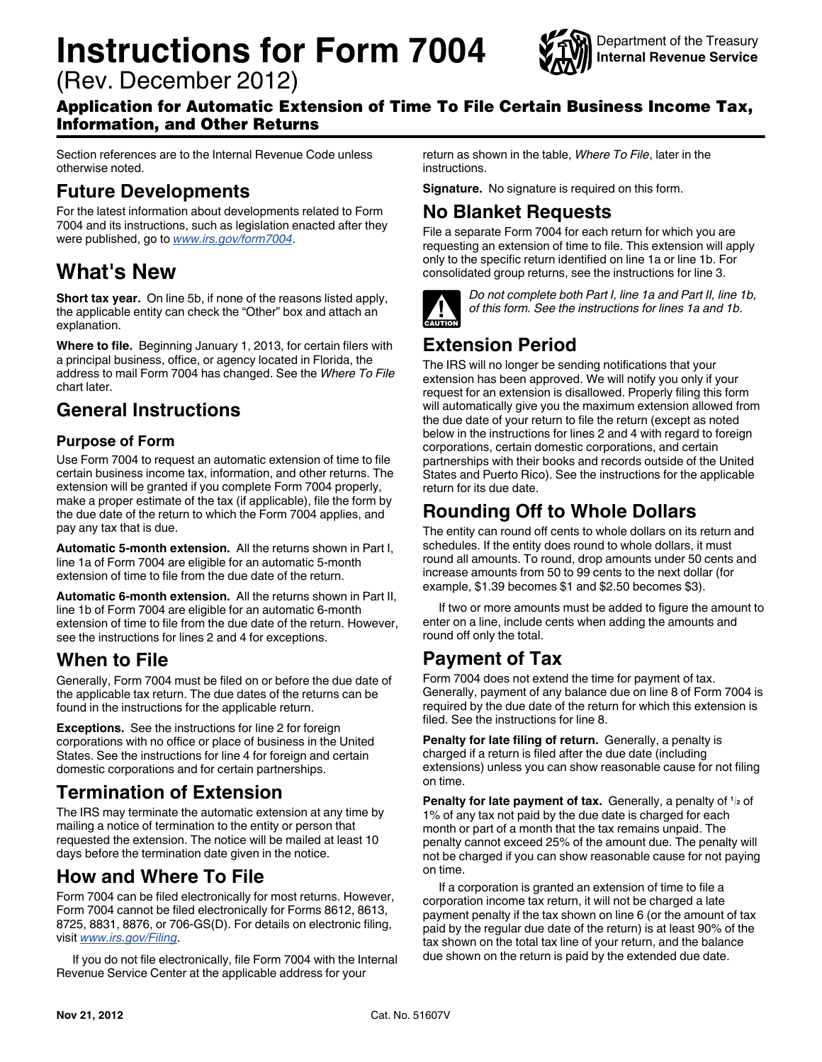# Instructions for Form 7004

Department of the Treasury
Internal Revenue Service

(Rev. December 2012)

**Application for Automatic Extension of Time To File Certain Business Income Tax, Information, and Other Returns**

Section references are to the Internal Revenue Code unless otherwise noted.

## Future Developments

For the latest information about developments related to Form 7004 and its instructions, such as legislation enacted after they were published, go to *www.irs.gov/form7004*.

## What's New

**Short tax year.** On line 5b, if none of the reasons listed apply, the applicable entity can check the "Other" box and attach an explanation.

**Where to file.** Beginning January 1, 2013, for certain filers with a principal business, office, or agency located in Florida, the address to mail Form 7004 has changed. See the *Where To File* chart later.

## General Instructions

### Purpose of Form

Use Form 7004 to request an automatic extension of time to file certain business income tax, information, and other returns. The extension will be granted if you complete Form 7004 properly, make a proper estimate of the tax (if applicable), file the form by the due date of the return to which the Form 7004 applies, and pay any tax that is due.

**Automatic 5-month extension.** All the returns shown in Part I, line 1a of Form 7004 are eligible for an automatic 5-month extension of time to file from the due date of the return.

**Automatic 6-month extension.** All the returns shown in Part II, line 1b of Form 7004 are eligible for an automatic 6-month extension of time to file from the due date of the return. However, see the instructions for lines 2 and 4 for exceptions.

## When to File

Generally, Form 7004 must be filed on or before the due date of the applicable tax return. The due dates of the returns can be found in the instructions for the applicable return.

**Exceptions.** See the instructions for line 2 for foreign corporations with no office or place of business in the United States. See the instructions for line 4 for foreign and certain domestic corporations and for certain partnerships.

## Termination of Extension

The IRS may terminate the automatic extension at any time by mailing a notice of termination to the entity or person that requested the extension. The notice will be mailed at least 10 days before the termination date given in the notice.

## How and Where To File

Form 7004 can be filed electronically for most returns. However, Form 7004 cannot be filed electronically for Forms 8612, 8613, 8725, 8831, 8876, or 706-GS(D). For details on electronic filing, visit *www.irs.gov/Filing*.

If you do not file electronically, file Form 7004 with the Internal Revenue Service Center at the applicable address for your return as shown in the table, *Where To File*, later in the instructions.

**Signature.** No signature is required on this form.

## No Blanket Requests

File a separate Form 7004 for each return for which you are requesting an extension of time to file. This extension will apply only to the specific return identified on line 1a or line 1b. For consolidated group returns, see the instructions for line 3.

CAUTION: *Do not complete both Part I, line 1a and Part II, line 1b, of this form. See the instructions for lines 1a and 1b.*

## Extension Period

The IRS will no longer be sending notifications that your extension has been approved. We will notify you only if your request for an extension is disallowed. Properly filing this form will automatically give you the maximum extension allowed from the due date of your return to file the return (except as noted below in the instructions for lines 2 and 4 with regard to foreign corporations, certain domestic corporations, and certain partnerships with their books and records outside of the United States and Puerto Rico). See the instructions for the applicable return for its due date.

## Rounding Off to Whole Dollars

The entity can round off cents to whole dollars on its return and schedules. If the entity does round to whole dollars, it must round all amounts. To round, drop amounts under 50 cents and increase amounts from 50 to 99 cents to the next dollar (for example, $1.39 becomes $1 and $2.50 becomes $3).

If two or more amounts must be added to figure the amount to enter on a line, include cents when adding the amounts and round off only the total.

## Payment of Tax

Form 7004 does not extend the time for payment of tax. Generally, payment of any balance due on line 8 of Form 7004 is required by the due date of the return for which this extension is filed. See the instructions for line 8.

**Penalty for late filing of return.** Generally, a penalty is charged if a return is filed after the due date (including extensions) unless you can show reasonable cause for not filing on time.

**Penalty for late payment of tax.** Generally, a penalty of $\frac{1}{2}$ of 1% of any tax not paid by the due date is charged for each month or part of a month that the tax remains unpaid. The penalty cannot exceed 25% of the amount due. The penalty will not be charged if you can show reasonable cause for not paying on time.

If a corporation is granted an extension of time to file a corporation income tax return, it will not be charged a late payment penalty if the tax shown on line 6 (or the amount of tax paid by the regular due date of the return) is at least 90% of the tax shown on the total tax line of your return, and the balance due shown on the return is paid by the extended due date.

Nov 21, 2012 Cat. No. 51607V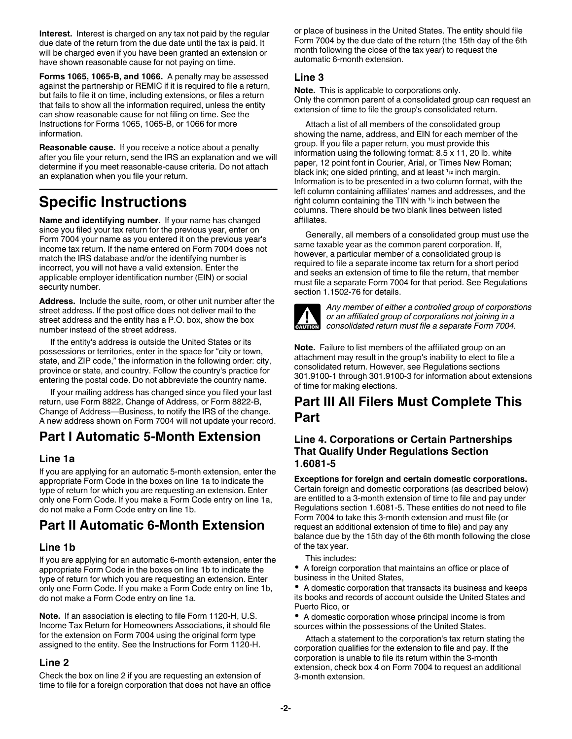**Interest.** Interest is charged on any tax not paid by the regular due date of the return from the due date until the tax is paid. It will be charged even if you have been granted an extension or have shown reasonable cause for not paying on time.

**Forms 1065, 1065-B, and 1066.** A penalty may be assessed against the partnership or REMIC if it is required to file a return, but fails to file it on time, including extensions, or files a return that fails to show all the information required, unless the entity can show reasonable cause for not filing on time. See the Instructions for Forms 1065, 1065-B, or 1066 for more information.

**Reasonable cause.** If you receive a notice about a penalty after you file your return, send the IRS an explanation and we will determine if you meet reasonable-cause criteria. Do not attach an explanation when you file your return.

# Specific Instructions

**Name and identifying number.** If your name has changed since you filed your tax return for the previous year, enter on Form 7004 your name as you entered it on the previous year's income tax return. If the name entered on Form 7004 does not match the IRS database and/or the identifying number is incorrect, you will not have a valid extension. Enter the applicable employer identification number (EIN) or social security number.

**Address.** Include the suite, room, or other unit number after the street address. If the post office does not deliver mail to the street address and the entity has a P.O. box, show the box number instead of the street address.

If the entity's address is outside the United States or its possessions or territories, enter in the space for "city or town, state, and ZIP code," the information in the following order: city, province or state, and country. Follow the country's practice for entering the postal code. Do not abbreviate the country name.

If your mailing address has changed since you filed your last return, use Form 8822, Change of Address, or Form 8822-B, Change of Address—Business, to notify the IRS of the change. A new address shown on Form 7004 will not update your record.

## Part I Automatic 5-Month Extension

### Line 1a

If you are applying for an automatic 5-month extension, enter the appropriate Form Code in the boxes on line 1a to indicate the type of return for which you are requesting an extension. Enter only one Form Code. If you make a Form Code entry on line 1a, do not make a Form Code entry on line 1b.

## Part II Automatic 6-Month Extension

### Line 1b

If you are applying for an automatic 6-month extension, enter the appropriate Form Code in the boxes on line 1b to indicate the type of return for which you are requesting an extension. Enter only one Form Code. If you make a Form Code entry on line 1b, do not make a Form Code entry on line 1a.

**Note.** If an association is electing to file Form 1120-H, U.S. Income Tax Return for Homeowners Associations, it should file for the extension on Form 7004 using the original form type assigned to the entity. See the Instructions for Form 1120-H.

### Line 2

Check the box on line 2 if you are requesting an extension of time to file for a foreign corporation that does not have an office or place of business in the United States. The entity should file Form 7004 by the due date of the return (the 15th day of the 6th month following the close of the tax year) to request the automatic 6-month extension.

### Line 3

**Note.** This is applicable to corporations only.

Only the common parent of a consolidated group can request an extension of time to file the group's consolidated return.

Attach a list of all members of the consolidated group showing the name, address, and EIN for each member of the group. If you file a paper return, you must provide this information using the following format: 8.5 x 11, 20 lb. white paper, 12 point font in Courier, Arial, or Times New Roman; black ink; one sided printing, and at least 1/2 inch margin. Information is to be presented in a two column format, with the left column containing affiliates' names and addresses, and the right column containing the TIN with 1/2 inch between the columns. There should be two blank lines between listed affiliates.

Generally, all members of a consolidated group must use the same taxable year as the common parent corporation. If, however, a particular member of a consolidated group is required to file a separate income tax return for a short period and seeks an extension of time to file the return, that member must file a separate Form 7004 for that period. See Regulations section 1.1502-76 for details.

**CAUTION** *Any member of either a controlled group of corporations or an affiliated group of corporations not joining in a consolidated return must file a separate Form 7004.*

**Note.** Failure to list members of the affiliated group on an attachment may result in the group's inability to elect to file a consolidated return. However, see Regulations sections 301.9100-1 through 301.9100-3 for information about extensions of time for making elections.

## Part III All Filers Must Complete This Part

### Line 4. Corporations or Certain Partnerships That Qualify Under Regulations Section 1.6081-5

**Exceptions for foreign and certain domestic corporations.** Certain foreign and domestic corporations (as described below) are entitled to a 3-month extension of time to file and pay under Regulations section 1.6081-5. These entities do not need to file Form 7004 to take this 3-month extension and must file (or request an additional extension of time to file) and pay any balance due by the 15th day of the 6th month following the close of the tax year.

This includes:

- A foreign corporation that maintains an office or place of business in the United States,
- A domestic corporation that transacts its business and keeps its books and records of account outside the United States and Puerto Rico, or
- A domestic corporation whose principal income is from sources within the possessions of the United States.

Attach a statement to the corporation's tax return stating the corporation qualifies for the extension to file and pay. If the corporation is unable to file its return within the 3-month extension, check box 4 on Form 7004 to request an additional 3-month extension.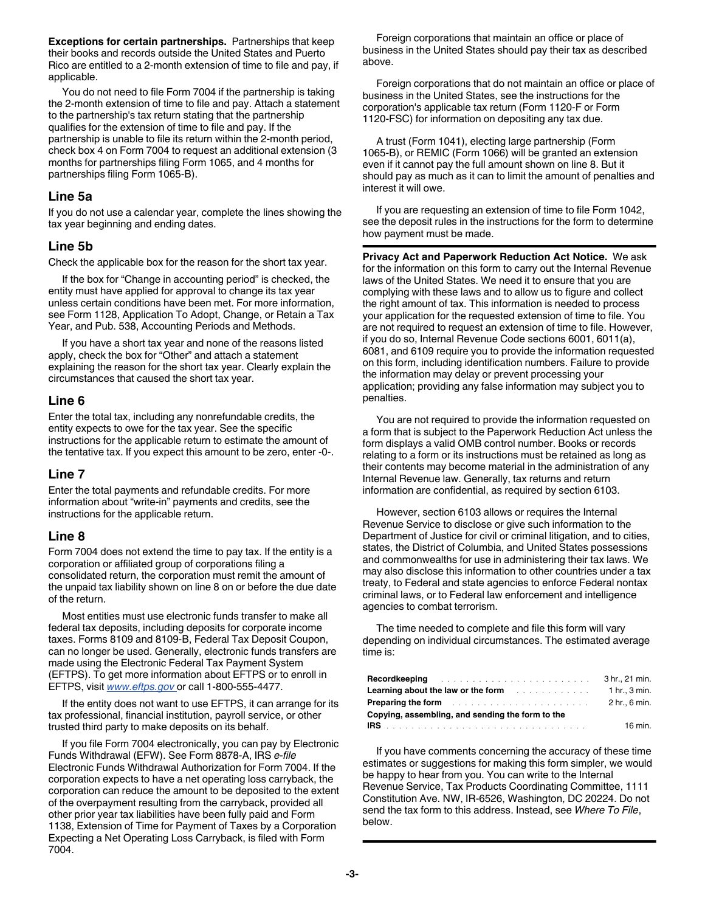**Exceptions for certain partnerships.** Partnerships that keep their books and records outside the United States and Puerto Rico are entitled to a 2-month extension of time to file and pay, if applicable.

You do not need to file Form 7004 if the partnership is taking the 2-month extension of time to file and pay. Attach a statement to the partnership's tax return stating that the partnership qualifies for the extension of time to file and pay. If the partnership is unable to file its return within the 2-month period, check box 4 on Form 7004 to request an additional extension (3 months for partnerships filing Form 1065, and 4 months for partnerships filing Form 1065-B).

## Line 5a

If you do not use a calendar year, complete the lines showing the tax year beginning and ending dates.

## Line 5b

Check the applicable box for the reason for the short tax year.

If the box for "Change in accounting period" is checked, the entity must have applied for approval to change its tax year unless certain conditions have been met. For more information, see Form 1128, Application To Adopt, Change, or Retain a Tax Year, and Pub. 538, Accounting Periods and Methods.

If you have a short tax year and none of the reasons listed apply, check the box for "Other" and attach a statement explaining the reason for the short tax year. Clearly explain the circumstances that caused the short tax year.

## Line 6

Enter the total tax, including any nonrefundable credits, the entity expects to owe for the tax year. See the specific instructions for the applicable return to estimate the amount of the tentative tax. If you expect this amount to be zero, enter -0-.

## Line 7

Enter the total payments and refundable credits. For more information about "write-in" payments and credits, see the instructions for the applicable return.

## Line 8

Form 7004 does not extend the time to pay tax. If the entity is a corporation or affiliated group of corporations filing a consolidated return, the corporation must remit the amount of the unpaid tax liability shown on line 8 on or before the due date of the return.

Most entities must use electronic funds transfer to make all federal tax deposits, including deposits for corporate income taxes. Forms 8109 and 8109-B, Federal Tax Deposit Coupon, can no longer be used. Generally, electronic funds transfers are made using the Electronic Federal Tax Payment System (EFTPS). To get more information about EFTPS or to enroll in EFTPS, visit www.eftps.gov or call 1-800-555-4477.

If the entity does not want to use EFTPS, it can arrange for its tax professional, financial institution, payroll service, or other trusted third party to make deposits on its behalf.

If you file Form 7004 electronically, you can pay by Electronic Funds Withdrawal (EFW). See Form 8878-A, IRS *e-file* Electronic Funds Withdrawal Authorization for Form 7004. If the corporation expects to have a net operating loss carryback, the corporation can reduce the amount to be deposited to the extent of the overpayment resulting from the carryback, provided all other prior year tax liabilities have been fully paid and Form 1138, Extension of Time for Payment of Taxes by a Corporation Expecting a Net Operating Loss Carryback, is filed with Form 7004.

Foreign corporations that maintain an office or place of business in the United States should pay their tax as described above.

Foreign corporations that do not maintain an office or place of business in the United States, see the instructions for the corporation's applicable tax return (Form 1120-F or Form 1120-FSC) for information on depositing any tax due.

A trust (Form 1041), electing large partnership (Form 1065-B), or REMIC (Form 1066) will be granted an extension even if it cannot pay the full amount shown on line 8. But it should pay as much as it can to limit the amount of penalties and interest it will owe.

If you are requesting an extension of time to file Form 1042, see the deposit rules in the instructions for the form to determine how payment must be made.

**Privacy Act and Paperwork Reduction Act Notice.** We ask for the information on this form to carry out the Internal Revenue laws of the United States. We need it to ensure that you are complying with these laws and to allow us to figure and collect the right amount of tax. This information is needed to process your application for the requested extension of time to file. You are not required to request an extension of time to file. However, if you do so, Internal Revenue Code sections 6001, 6011(a), 6081, and 6109 require you to provide the information requested on this form, including identification numbers. Failure to provide the information may delay or prevent processing your application; providing any false information may subject you to penalties.

You are not required to provide the information requested on a form that is subject to the Paperwork Reduction Act unless the form displays a valid OMB control number. Books or records relating to a form or its instructions must be retained as long as their contents may become material in the administration of any Internal Revenue law. Generally, tax returns and return information are confidential, as required by section 6103.

However, section 6103 allows or requires the Internal Revenue Service to disclose or give such information to the Department of Justice for civil or criminal litigation, and to cities, states, the District of Columbia, and United States possessions and commonwealths for use in administering their tax laws. We may also disclose this information to other countries under a tax treaty, to Federal and state agencies to enforce Federal nontax criminal laws, or to Federal law enforcement and intelligence agencies to combat terrorism.

The time needed to complete and file this form will vary depending on individual circumstances. The estimated average time is:

| | |
|---|---|
| **Recordkeeping** | 3 hr., 21 min. |
| **Learning about the law or the form** | 1 hr., 3 min. |
| **Preparing the form** | 2 hr., 6 min. |
| **Copying, assembling, and sending the form to the IRS** | 16 min. |

If you have comments concerning the accuracy of these time estimates or suggestions for making this form simpler, we would be happy to hear from you. You can write to the Internal Revenue Service, Tax Products Coordinating Committee, 1111 Constitution Ave. NW, IR-6526, Washington, DC 20224. Do not send the tax form to this address. Instead, see *Where To File*, below.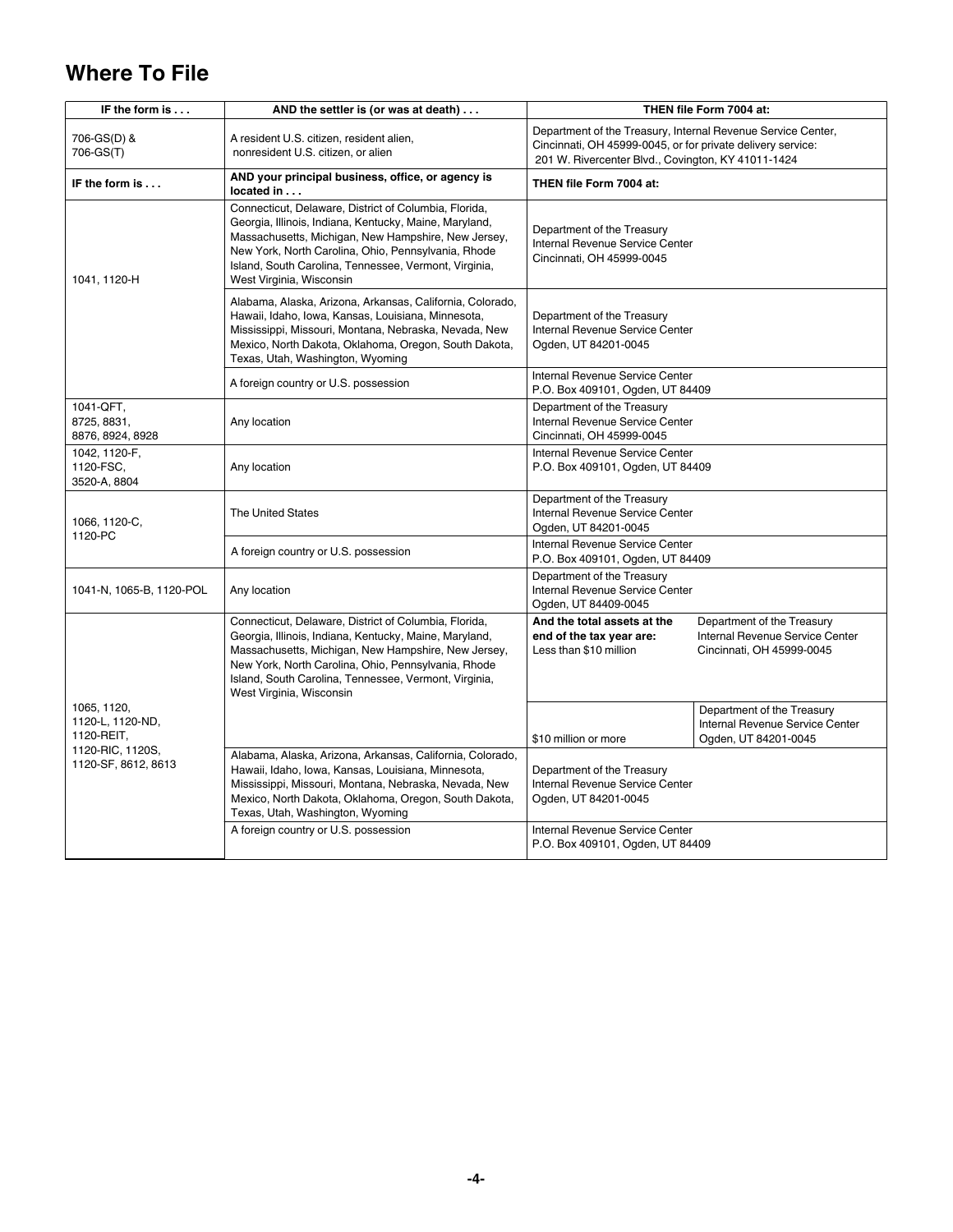## Where To File

| IF the form is . . . | AND the settler is (or was at death) . . . | THEN file Form 7004 at: | |
|---|---|---|---|
| 706-GS(D) & 706-GS(T) | A resident U.S. citizen, resident alien, nonresident U.S. citizen, or alien | Department of the Treasury, Internal Revenue Service Center, Cincinnati, OH 45999-0045, or for private delivery service: 201 W. Rivercenter Blvd., Covington, KY 41011-1424 | |
| **IF the form is . . .** | **AND your principal business, office, or agency is located in . . .** | **THEN file Form 7004 at:** | |
| 1041, 1120-H | Connecticut, Delaware, District of Columbia, Florida, Georgia, Illinois, Indiana, Kentucky, Maine, Maryland, Massachusetts, Michigan, New Hampshire, New Jersey, New York, North Carolina, Ohio, Pennsylvania, Rhode Island, South Carolina, Tennessee, Vermont, Virginia, West Virginia, Wisconsin | Department of the Treasury Internal Revenue Service Center Cincinnati, OH 45999-0045 | |
| | Alabama, Alaska, Arizona, Arkansas, California, Colorado, Hawaii, Idaho, Iowa, Kansas, Louisiana, Minnesota, Mississippi, Missouri, Montana, Nebraska, Nevada, New Mexico, North Dakota, Oklahoma, Oregon, South Dakota, Texas, Utah, Washington, Wyoming | Department of the Treasury Internal Revenue Service Center Ogden, UT 84201-0045 | |
| | A foreign country or U.S. possession | Internal Revenue Service Center P.O. Box 409101, Ogden, UT 84409 | |
| 1041-QFT, 8725, 8831, 8876, 8924, 8928 | Any location | Department of the Treasury Internal Revenue Service Center Cincinnati, OH 45999-0045 | |
| 1042, 1120-F, 1120-FSC, 3520-A, 8804 | Any location | Internal Revenue Service Center P.O. Box 409101, Ogden, UT 84409 | |
| 1066, 1120-C, 1120-PC | The United States | Department of the Treasury Internal Revenue Service Center Ogden, UT 84201-0045 | |
| | A foreign country or U.S. possession | Internal Revenue Service Center P.O. Box 409101, Ogden, UT 84409 | |
| 1041-N, 1065-B, 1120-POL | Any location | Department of the Treasury Internal Revenue Service Center Ogden, UT 84409-0045 | |
| 1065, 1120, 1120-L, 1120-ND, 1120-REIT, 1120-RIC, 1120S, 1120-SF, 8612, 8613 | Connecticut, Delaware, District of Columbia, Florida, Georgia, Illinois, Indiana, Kentucky, Maine, Maryland, Massachusetts, Michigan, New Hampshire, New Jersey, New York, North Carolina, Ohio, Pennsylvania, Rhode Island, South Carolina, Tennessee, Vermont, Virginia, West Virginia, Wisconsin | **And the total assets at the end of the tax year are:** Less than $10 million | Department of the Treasury Internal Revenue Service Center Cincinnati, OH 45999-0045 |
| | | $10 million or more | Department of the Treasury Internal Revenue Service Center Ogden, UT 84201-0045 |
| | Alabama, Alaska, Arizona, Arkansas, California, Colorado, Hawaii, Idaho, Iowa, Kansas, Louisiana, Minnesota, Mississippi, Missouri, Montana, Nebraska, Nevada, New Mexico, North Dakota, Oklahoma, Oregon, South Dakota, Texas, Utah, Washington, Wyoming | Department of the Treasury Internal Revenue Service Center Ogden, UT 84201-0045 | |
| | A foreign country or U.S. possession | Internal Revenue Service Center P.O. Box 409101, Ogden, UT 84409 | |